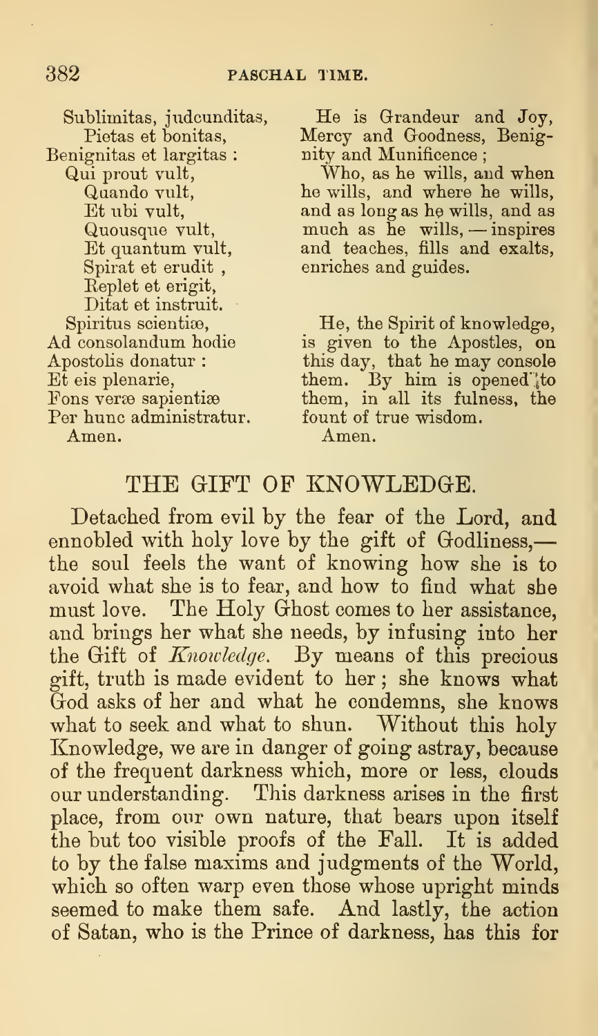| | |
|---|---|
| Sublimitas, judcunditas,<br>Pietas et bonitas,<br>Benignitas et largitas : | He is Grandeur and Joy, Mercy and Goodness, Benignity and Munificence ; |
| Qui prout vult,<br>Quando vult,<br>Et ubi vult,<br>Quousque vult,<br>Et quantum vult,<br>Spirat et erudit ,<br>Replet et erigit,<br>Ditat et instruit. | Who, as he wills, and when he wills, and where he wills, and as long as he wills, and as much as he wills, — inspires and teaches, fills and exalts, enriches and guides. |
| Spiritus scientiæ,<br>Ad consolandum hodie<br>Apostolis donatur :<br>Et eis plenarie,<br>Fons veræ sapientiæ<br>Per hunc administratur.<br>Amen. | He, the Spirit of knowledge, is given to the Apostles, on this day, that he may console them. By him is opened to them, in all its fulness, the fount of true wisdom.<br>Amen. |

## THE GIFT OF KNOWLEDGE.

Detached from evil by the fear of the Lord, and ennobled with holy love by the gift of Godliness,—the soul feels the want of knowing how she is to avoid what she is to fear, and how to find what she must love. The Holy Ghost comes to her assistance, and brings her what she needs, by infusing into her the Gift of *Knowledge*. By means of this precious gift, truth is made evident to her ; she knows what God asks of her and what he condemns, she knows what to seek and what to shun. Without this holy Knowledge, we are in danger of going astray, because of the frequent darkness which, more or less, clouds our understanding. This darkness arises in the first place, from our own nature, that bears upon itself the but too visible proofs of the Fall. It is added to by the false maxims and judgments of the World, which so often warp even those whose upright minds seemed to make them safe. And lastly, the action of Satan, who is the Prince of darkness, has this for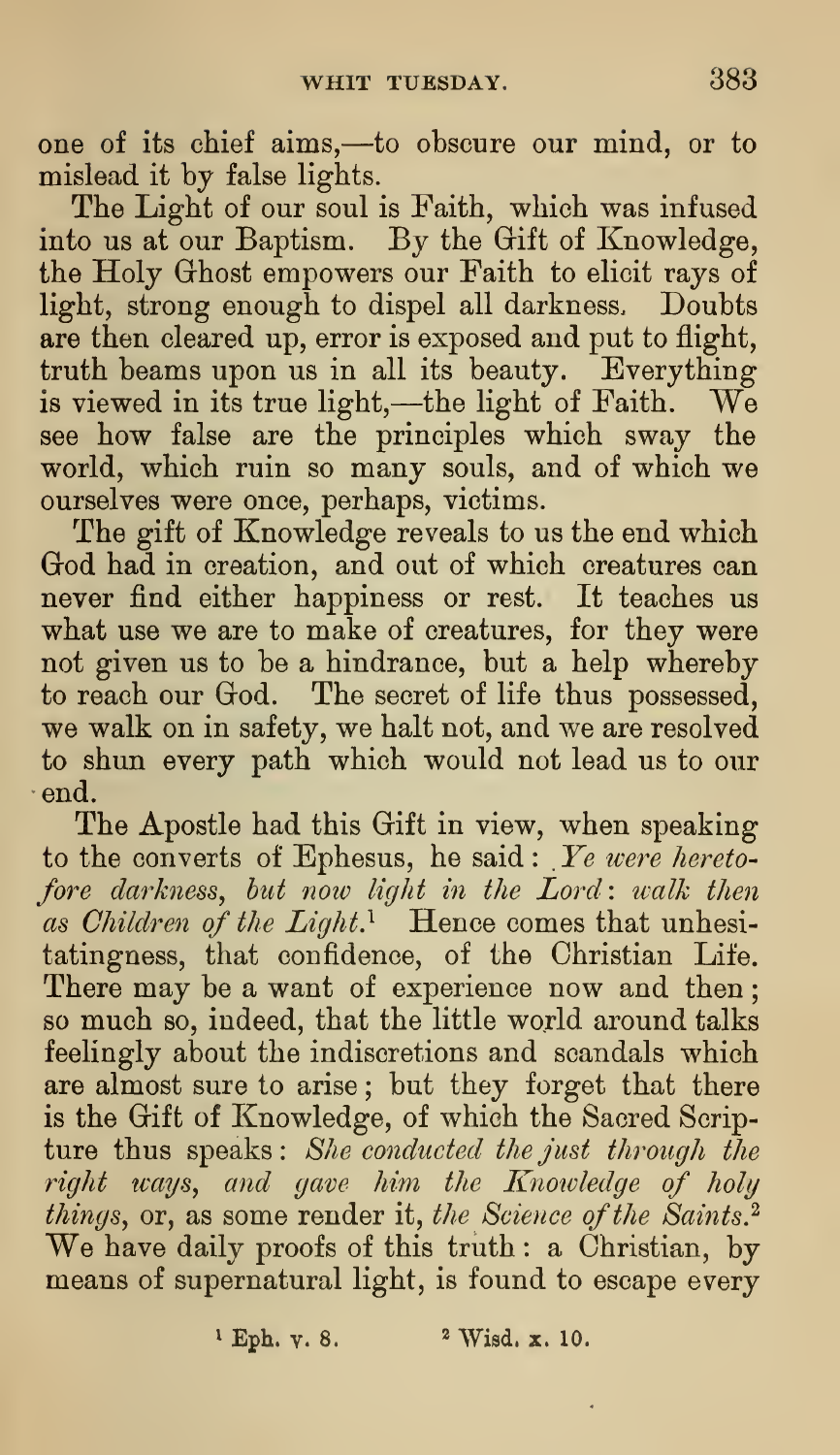one of its chief aims,—to obscure our mind, or to mislead it by false lights.

The Light of our soul is Faith, which was infused into us at our Baptism. By the Gift of Knowledge, the Holy Ghost empowers our Faith to elicit rays of light, strong enough to dispel all darkness. Doubts are then cleared up, error is exposed and put to flight, truth beams upon us in all its beauty. Everything is viewed in its true light,—the light of Faith. We see how false are the principles which sway the world, which ruin so many souls, and of which we ourselves were once, perhaps, victims.

The gift of Knowledge reveals to us the end which God had in creation, and out of which creatures can never find either happiness or rest. It teaches us what use we are to make of creatures, for they were not given us to be a hindrance, but a help whereby to reach our God. The secret of life thus possessed, we walk on in safety, we halt not, and we are resolved to shun every path which would not lead us to our end.

The Apostle had this Gift in view, when speaking to the converts of Ephesus, he said: *Ye were heretofore darkness, but now light in the Lord: walk then as Children of the Light.*[1] Hence comes that unhesitatingness, that confidence, of the Christian Life. There may be a want of experience now and then; so much so, indeed, that the little world around talks feelingly about the indiscretions and scandals which are almost sure to arise; but they forget that there is the Gift of Knowledge, of which the Sacred Scripture thus speaks: *She conducted the just through the right ways, and gave him the Knowledge of holy things*, or, as some render it, *the Science of the Saints.*[2] We have daily proofs of this truth: a Christian, by means of supernatural light, is found to escape every

[1] Eph. v. 8. [2] Wisd. x. 10.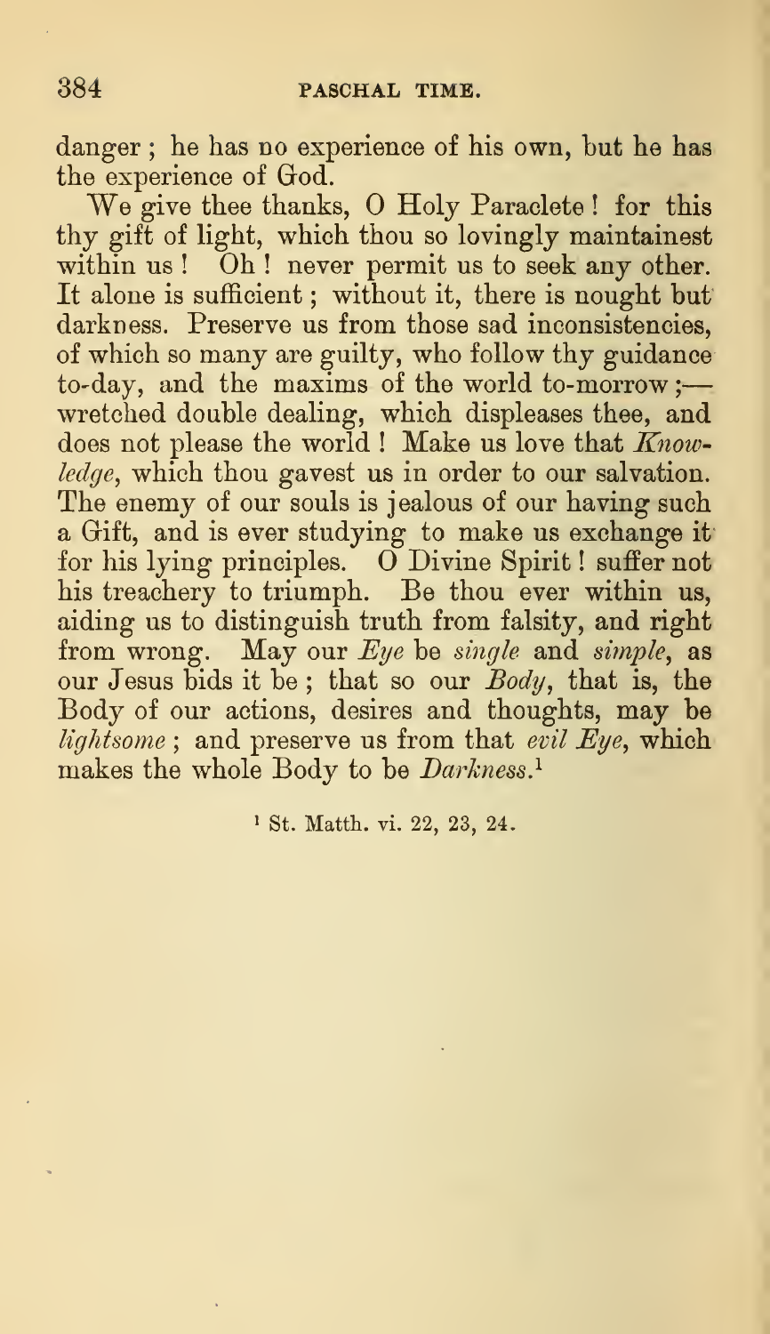danger; he has no experience of his own, but he has the experience of God.

We give thee thanks, O Holy Paraclete! for this thy gift of light, which thou so lovingly maintainest within us! Oh! never permit us to seek any other. It alone is sufficient; without it, there is nought but darkness. Preserve us from those sad inconsistencies, of which so many are guilty, who follow thy guidance to-day, and the maxims of the world to-morrow;—wretched double dealing, which displeases thee, and does not please the world! Make us love that *Knowledge*, which thou gavest us in order to our salvation. The enemy of our souls is jealous of our having such a Gift, and is ever studying to make us exchange it for his lying principles. O Divine Spirit! suffer not his treachery to triumph. Be thou ever within us, aiding us to distinguish truth from falsity, and right from wrong. May our *Eye* be *single* and *simple*, as our Jesus bids it be; that so our *Body*, that is, the Body of our actions, desires and thoughts, may be *lightsome*; and preserve us from that *evil Eye*, which makes the whole Body to be *Darkness*.[1]

[1] St. Matth. vi. 22, 23, 24.